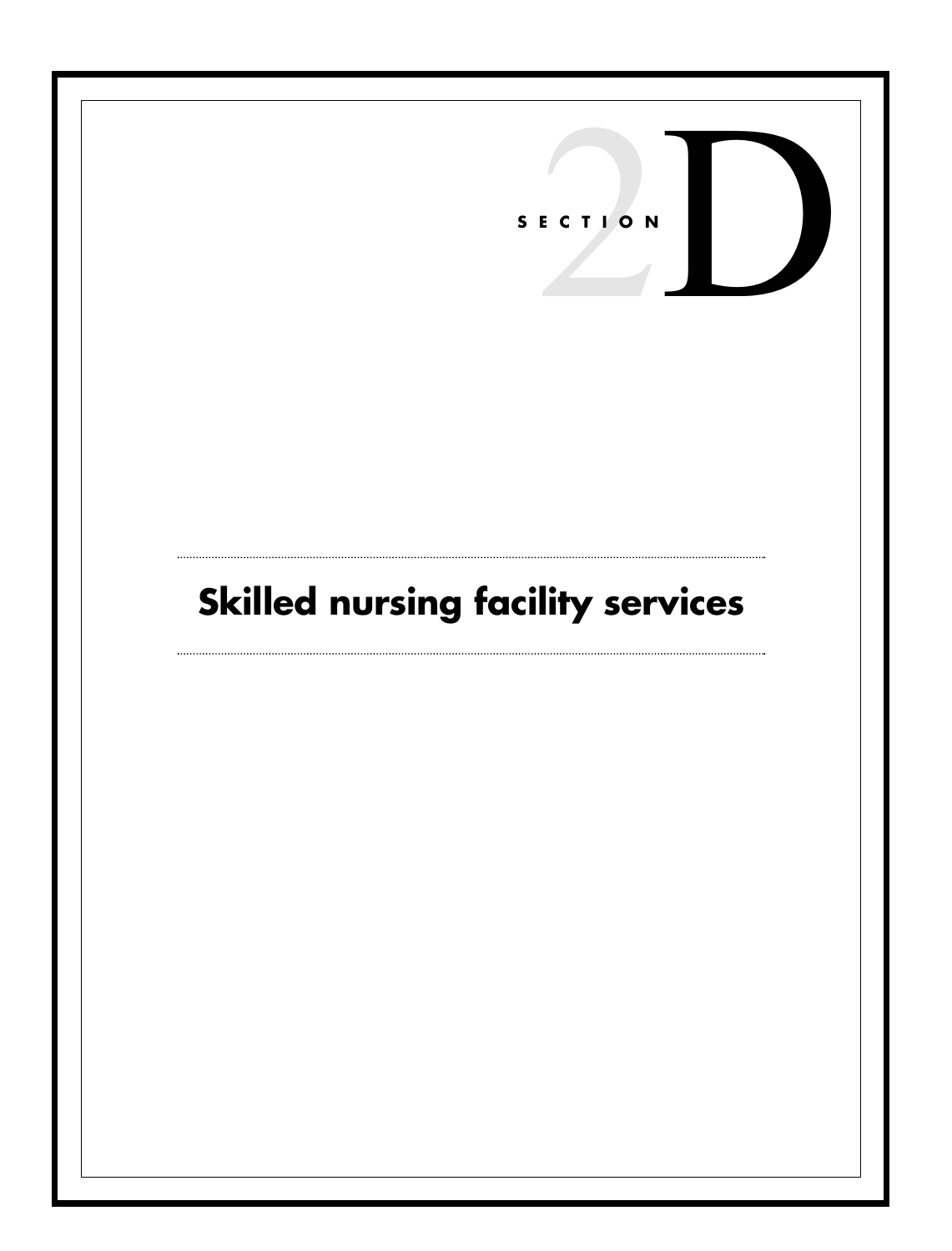SECTION 2D

# Skilled nursing facility services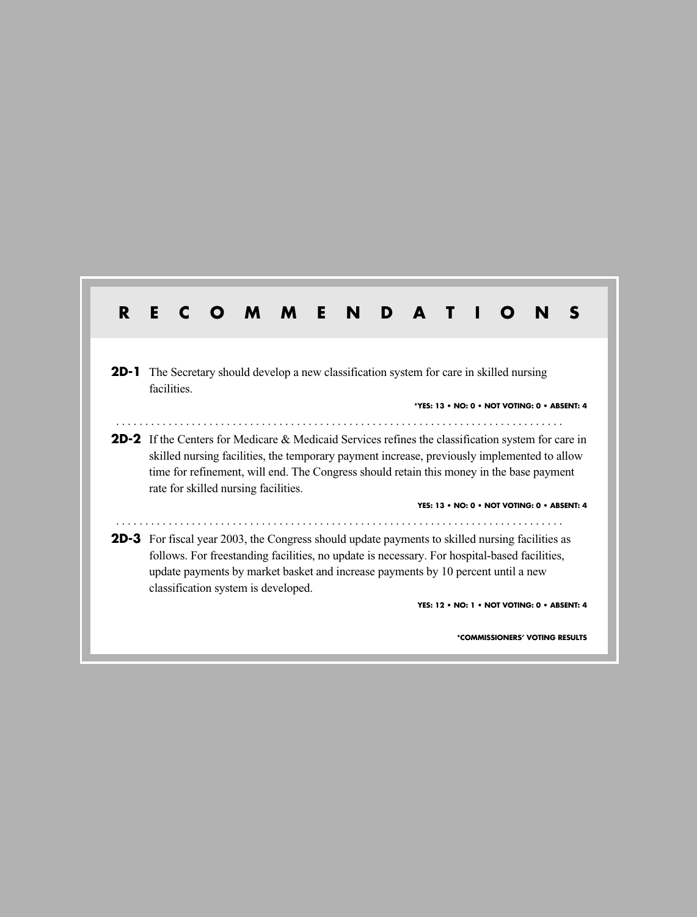# RECOMMENDATIONS

**2D-1** The Secretary should develop a new classification system for care in skilled nursing facilities.

*YES: 13 • NO: 0 • NOT VOTING: 0 • ABSENT: 4

**2D-2** If the Centers for Medicare & Medicaid Services refines the classification system for care in skilled nursing facilities, the temporary payment increase, previously implemented to allow time for refinement, will end. The Congress should retain this money in the base payment rate for skilled nursing facilities.

YES: 13 • NO: 0 • NOT VOTING: 0 • ABSENT: 4

**2D-3** For fiscal year 2003, the Congress should update payments to skilled nursing facilities as follows. For freestanding facilities, no update is necessary. For hospital-based facilities, update payments by market basket and increase payments by 10 percent until a new classification system is developed.

YES: 12 • NO: 1 • NOT VOTING: 0 • ABSENT: 4

*COMMISSIONERS' VOTING RESULTS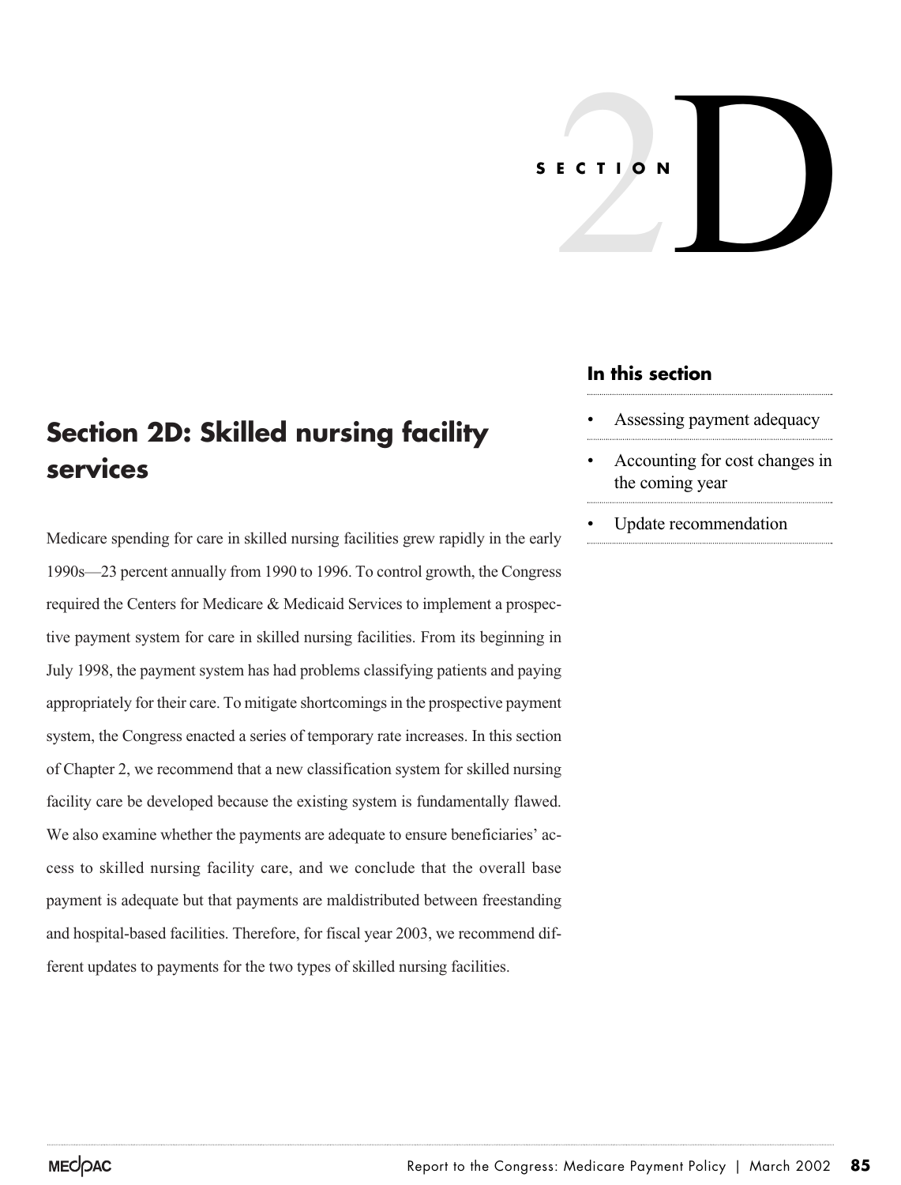SECTION 2D

# Section 2D: Skilled nursing facility services

Medicare spending for care in skilled nursing facilities grew rapidly in the early 1990s—23 percent annually from 1990 to 1996. To control growth, the Congress required the Centers for Medicare & Medicaid Services to implement a prospective payment system for care in skilled nursing facilities. From its beginning in July 1998, the payment system has had problems classifying patients and paying appropriately for their care. To mitigate shortcomings in the prospective payment system, the Congress enacted a series of temporary rate increases. In this section of Chapter 2, we recommend that a new classification system for skilled nursing facility care be developed because the existing system is fundamentally flawed. We also examine whether the payments are adequate to ensure beneficiaries' access to skilled nursing facility care, and we conclude that the overall base payment is adequate but that payments are maldistributed between freestanding and hospital-based facilities. Therefore, for fiscal year 2003, we recommend different updates to payments for the two types of skilled nursing facilities.

#### In this section

- Assessing payment adequacy
- Accounting for cost changes in the coming year
- Update recommendation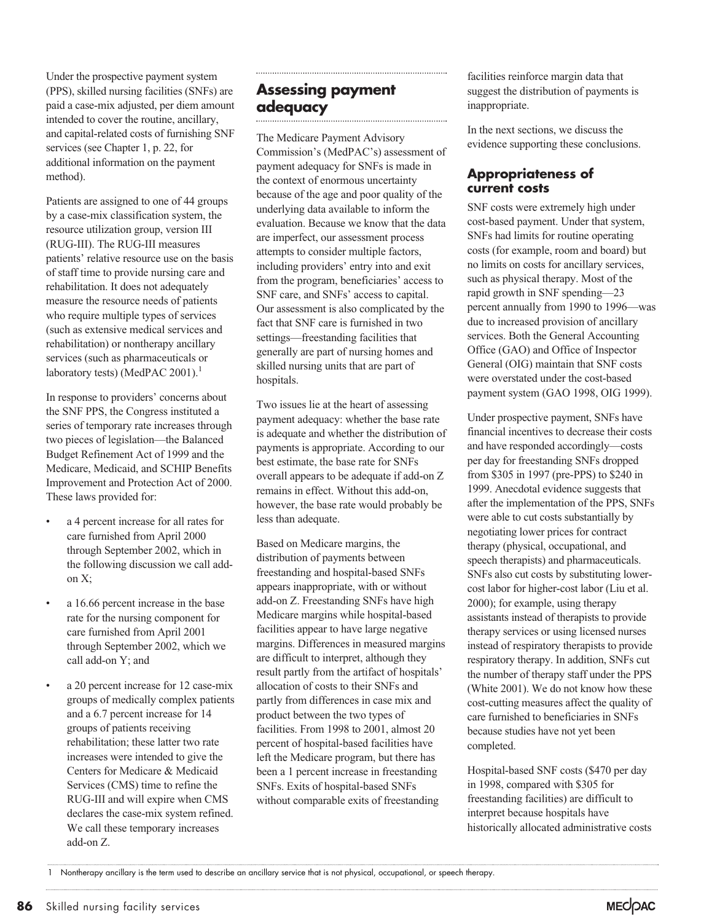Under the prospective payment system (PPS), skilled nursing facilities (SNFs) are paid a case-mix adjusted, per diem amount intended to cover the routine, ancillary, and capital-related costs of furnishing SNF services (see Chapter 1, p. 22, for additional information on the payment method).

Patients are assigned to one of 44 groups by a case-mix classification system, the resource utilization group, version III (RUG-III). The RUG-III measures patients' relative resource use on the basis of staff time to provide nursing care and rehabilitation. It does not adequately measure the resource needs of patients who require multiple types of services (such as extensive medical services and rehabilitation) or nontherapy ancillary services (such as pharmaceuticals or laboratory tests) (MedPAC 2001).[1]

In response to providers' concerns about the SNF PPS, the Congress instituted a series of temporary rate increases through two pieces of legislation—the Balanced Budget Refinement Act of 1999 and the Medicare, Medicaid, and SCHIP Benefits Improvement and Protection Act of 2000. These laws provided for:

- a 4 percent increase for all rates for care furnished from April 2000 through September 2002, which in the following discussion we call add-on X;
- a 16.66 percent increase in the base rate for the nursing component for care furnished from April 2001 through September 2002, which we call add-on Y; and
- a 20 percent increase for 12 case-mix groups of medically complex patients and a 6.7 percent increase for 14 groups of patients receiving rehabilitation; these latter two rate increases were intended to give the Centers for Medicare & Medicaid Services (CMS) time to refine the RUG-III and will expire when CMS declares the case-mix system refined. We call these temporary increases add-on Z.

## Assessing payment adequacy

The Medicare Payment Advisory Commission's (MedPAC's) assessment of payment adequacy for SNFs is made in the context of enormous uncertainty because of the age and poor quality of the underlying data available to inform the evaluation. Because we know that the data are imperfect, our assessment process attempts to consider multiple factors, including providers' entry into and exit from the program, beneficiaries' access to SNF care, and SNFs' access to capital. Our assessment is also complicated by the fact that SNF care is furnished in two settings—freestanding facilities that generally are part of nursing homes and skilled nursing units that are part of hospitals.

Two issues lie at the heart of assessing payment adequacy: whether the base rate is adequate and whether the distribution of payments is appropriate. According to our best estimate, the base rate for SNFs overall appears to be adequate if add-on Z remains in effect. Without this add-on, however, the base rate would probably be less than adequate.

Based on Medicare margins, the distribution of payments between freestanding and hospital-based SNFs appears inappropriate, with or without add-on Z. Freestanding SNFs have high Medicare margins while hospital-based facilities appear to have large negative margins. Differences in measured margins are difficult to interpret, although they result partly from the artifact of hospitals' allocation of costs to their SNFs and partly from differences in case mix and product between the two types of facilities. From 1998 to 2001, almost 20 percent of hospital-based facilities have left the Medicare program, but there has been a 1 percent increase in freestanding SNFs. Exits of hospital-based SNFs without comparable exits of freestanding facilities reinforce margin data that suggest the distribution of payments is inappropriate.

In the next sections, we discuss the evidence supporting these conclusions.

### Appropriateness of current costs

SNF costs were extremely high under cost-based payment. Under that system, SNFs had limits for routine operating costs (for example, room and board) but no limits on costs for ancillary services, such as physical therapy. Most of the rapid growth in SNF spending—23 percent annually from 1990 to 1996—was due to increased provision of ancillary services. Both the General Accounting Office (GAO) and Office of Inspector General (OIG) maintain that SNF costs were overstated under the cost-based payment system (GAO 1998, OIG 1999).

Under prospective payment, SNFs have financial incentives to decrease their costs and have responded accordingly—costs per day for freestanding SNFs dropped from $305 in 1997 (pre-PPS) to $240 in 1999. Anecdotal evidence suggests that after the implementation of the PPS, SNFs were able to cut costs substantially by negotiating lower prices for contract therapy (physical, occupational, and speech therapists) and pharmaceuticals. SNFs also cut costs by substituting lower-cost labor for higher-cost labor (Liu et al. 2000); for example, using therapy assistants instead of therapists to provide therapy services or using licensed nurses instead of respiratory therapists to provide respiratory therapy. In addition, SNFs cut the number of therapy staff under the PPS (White 2001). We do not know how these cost-cutting measures affect the quality of care furnished to beneficiaries in SNFs because studies have not yet been completed.

Hospital-based SNF costs ($470 per day in 1998, compared with $305 for freestanding facilities) are difficult to interpret because hospitals have historically allocated administrative costs

---

1 Nontherapy ancillary is the term used to describe an ancillary service that is not physical, occupational, or speech therapy.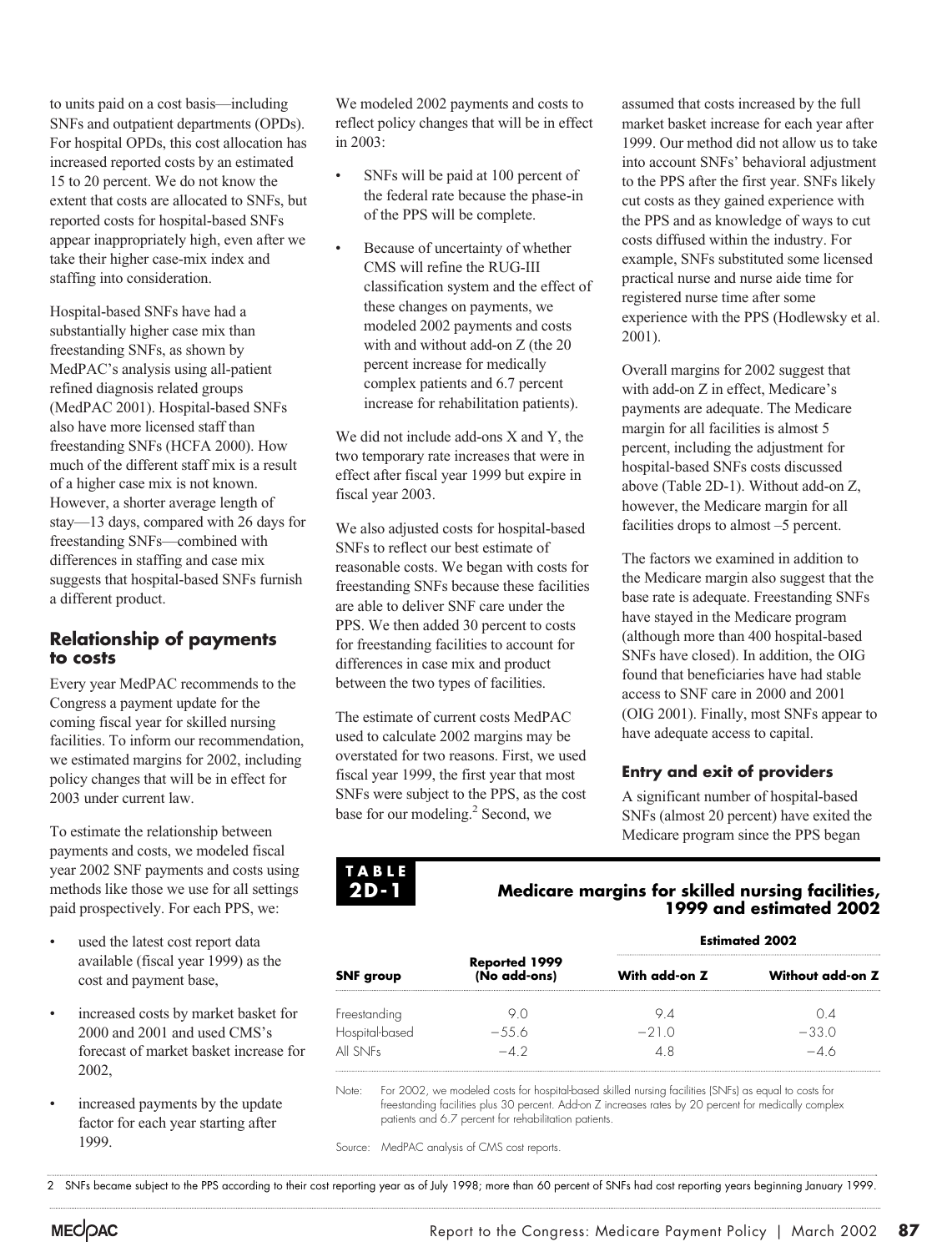to units paid on a cost basis—including SNFs and outpatient departments (OPDs). For hospital OPDs, this cost allocation has increased reported costs by an estimated 15 to 20 percent. We do not know the extent that costs are allocated to SNFs, but reported costs for hospital-based SNFs appear inappropriately high, even after we take their higher case-mix index and staffing into consideration.

Hospital-based SNFs have had a substantially higher case mix than freestanding SNFs, as shown by MedPAC's analysis using all-patient refined diagnosis related groups (MedPAC 2001). Hospital-based SNFs also have more licensed staff than freestanding SNFs (HCFA 2000). How much of the different staff mix is a result of a higher case mix is not known. However, a shorter average length of stay—13 days, compared with 26 days for freestanding SNFs—combined with differences in staffing and case mix suggests that hospital-based SNFs furnish a different product.

## Relationship of payments to costs

Every year MedPAC recommends to the Congress a payment update for the coming fiscal year for skilled nursing facilities. To inform our recommendation, we estimated margins for 2002, including policy changes that will be in effect for 2003 under current law.

To estimate the relationship between payments and costs, we modeled fiscal year 2002 SNF payments and costs using methods like those we use for all settings paid prospectively. For each PPS, we:

- used the latest cost report data available (fiscal year 1999) as the cost and payment base,
- increased costs by market basket for 2000 and 2001 and used CMS's forecast of market basket increase for 2002,
- increased payments by the update factor for each year starting after 1999.

We modeled 2002 payments and costs to reflect policy changes that will be in effect in 2003:

- SNFs will be paid at 100 percent of the federal rate because the phase-in of the PPS will be complete.
- Because of uncertainty of whether CMS will refine the RUG-III classification system and the effect of these changes on payments, we modeled 2002 payments and costs with and without add-on Z (the 20 percent increase for medically complex patients and 6.7 percent increase for rehabilitation patients).

We did not include add-ons X and Y, the two temporary rate increases that were in effect after fiscal year 1999 but expire in fiscal year 2003.

We also adjusted costs for hospital-based SNFs to reflect our best estimate of reasonable costs. We began with costs for freestanding SNFs because these facilities are able to deliver SNF care under the PPS. We then added 30 percent to costs for freestanding facilities to account for differences in case mix and product between the two types of facilities.

The estimate of current costs MedPAC used to calculate 2002 margins may be overstated for two reasons. First, we used fiscal year 1999, the first year that most SNFs were subject to the PPS, as the cost base for our modeling.[2] Second, we assumed that costs increased by the full market basket increase for each year after 1999. Our method did not allow us to take into account SNFs' behavioral adjustment to the PPS after the first year. SNFs likely cut costs as they gained experience with the PPS and as knowledge of ways to cut costs diffused within the industry. For example, SNFs substituted some licensed practical nurse and nurse aide time for registered nurse time after some experience with the PPS (Hodlewsky et al. 2001).

Overall margins for 2002 suggest that with add-on Z in effect, Medicare's payments are adequate. The Medicare margin for all facilities is almost 5 percent, including the adjustment for hospital-based SNFs costs discussed above (Table 2D-1). Without add-on Z, however, the Medicare margin for all facilities drops to almost –5 percent.

The factors we examined in addition to the Medicare margin also suggest that the base rate is adequate. Freestanding SNFs have stayed in the Medicare program (although more than 400 hospital-based SNFs have closed). In addition, the OIG found that beneficiaries have had stable access to SNF care in 2000 and 2001 (OIG 2001). Finally, most SNFs appear to have adequate access to capital.

### Entry and exit of providers

A significant number of hospital-based SNFs (almost 20 percent) have exited the Medicare program since the PPS began

**TABLE 2D-1**

**Medicare margins for skilled nursing facilities, 1999 and estimated 2002**

| SNF group | Reported 1999 (No add-ons) | Estimated 2002 With add-on Z | Estimated 2002 Without add-on Z |
|---|---|---|---|
| Freestanding | 9.0 | 9.4 | 0.4 |
| Hospital-based | −55.6 | −21.0 | −33.0 |
| All SNFs | −4.2 | 4.8 | −4.6 |

Note: For 2002, we modeled costs for hospital-based skilled nursing facilities (SNFs) as equal to costs for freestanding facilities plus 30 percent. Add-on Z increases rates by 20 percent for medically complex patients and 6.7 percent for rehabilitation patients.

Source: MedPAC analysis of CMS cost reports.

2 SNFs became subject to the PPS according to their cost reporting year as of July 1998; more than 60 percent of SNFs had cost reporting years beginning January 1999.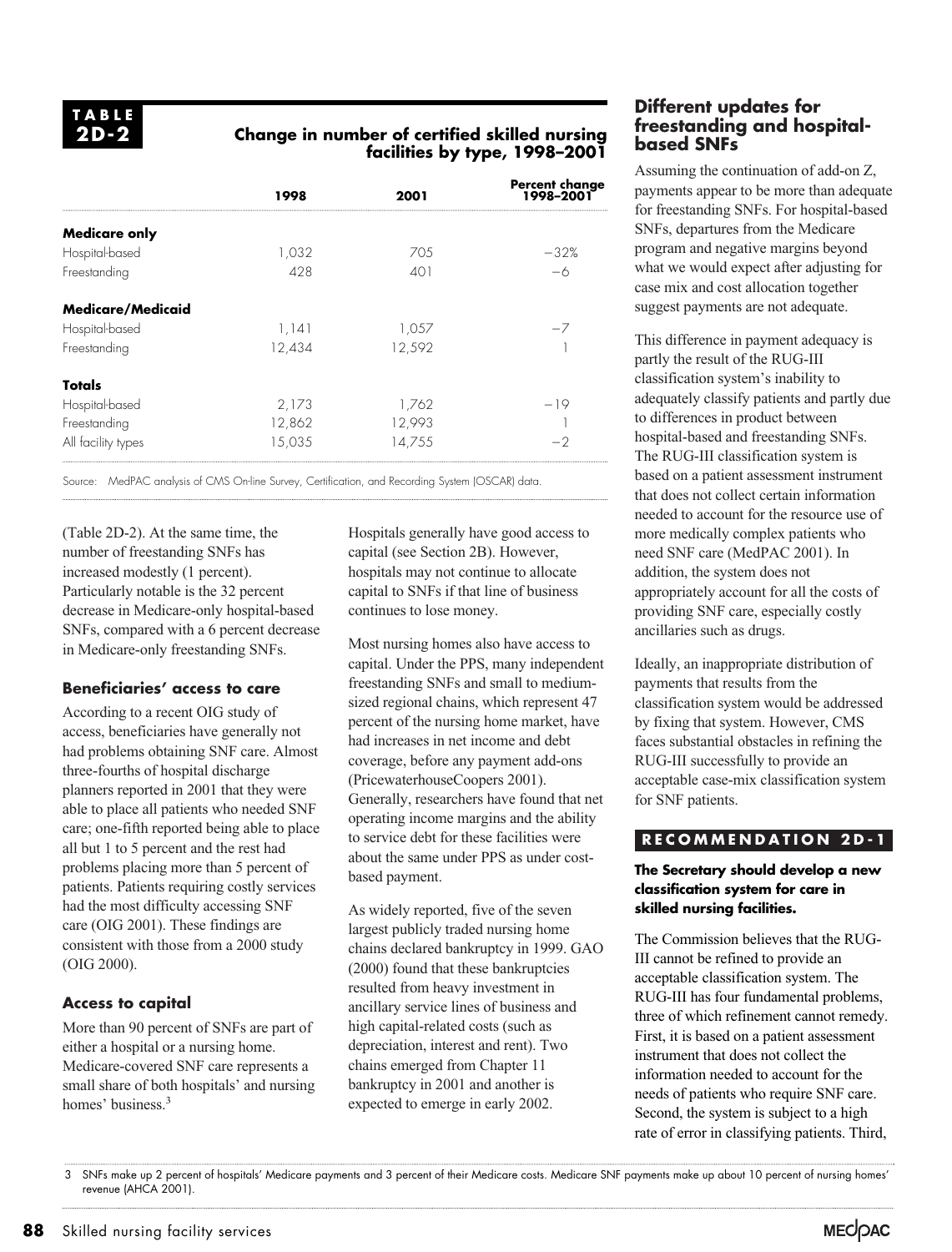**TABLE 2D-2**

**Change in number of certified skilled nursing facilities by type, 1998–2001**

| | 1998 | 2001 | Percent change 1998–2001 |
|---|---|---|---|
| **Medicare only** | | | |
| Hospital-based | 1,032 | 705 | −32% |
| Freestanding | 428 | 401 | −6 |
| **Medicare/Medicaid** | | | |
| Hospital-based | 1,141 | 1,057 | −7 |
| Freestanding | 12,434 | 12,592 | 1 |
| **Totals** | | | |
| Hospital-based | 2,173 | 1,762 | −19 |
| Freestanding | 12,862 | 12,993 | 1 |
| All facility types | 15,035 | 14,755 | −2 |

Source: MedPAC analysis of CMS On-line Survey, Certification, and Recording System (OSCAR) data.

(Table 2D-2). At the same time, the number of freestanding SNFs has increased modestly (1 percent). Particularly notable is the 32 percent decrease in Medicare-only hospital-based SNFs, compared with a 6 percent decrease in Medicare-only freestanding SNFs.

### Beneficiaries' access to care

According to a recent OIG study of access, beneficiaries have generally not had problems obtaining SNF care. Almost three-fourths of hospital discharge planners reported in 2001 that they were able to place all patients who needed SNF care; one-fifth reported being able to place all but 1 to 5 percent and the rest had problems placing more than 5 percent of patients. Patients requiring costly services had the most difficulty accessing SNF care (OIG 2001). These findings are consistent with those from a 2000 study (OIG 2000).

### Access to capital

More than 90 percent of SNFs are part of either a hospital or a nursing home. Medicare-covered SNF care represents a small share of both hospitals' and nursing homes' business.[3]

Hospitals generally have good access to capital (see Section 2B). However, hospitals may not continue to allocate capital to SNFs if that line of business continues to lose money.

Most nursing homes also have access to capital. Under the PPS, many independent freestanding SNFs and small to medium-sized regional chains, which represent 47 percent of the nursing home market, have had increases in net income and debt coverage, before any payment add-ons (PricewaterhouseCoopers 2001). Generally, researchers have found that net operating income margins and the ability to service debt for these facilities were about the same under PPS as under cost-based payment.

As widely reported, five of the seven largest publicly traded nursing home chains declared bankruptcy in 1999. GAO (2000) found that these bankruptcies resulted from heavy investment in ancillary service lines of business and high capital-related costs (such as depreciation, interest and rent). Two chains emerged from Chapter 11 bankruptcy in 2001 and another is expected to emerge in early 2002.

## Different updates for freestanding and hospital-based SNFs

Assuming the continuation of add-on Z, payments appear to be more than adequate for freestanding SNFs. For hospital-based SNFs, departures from the Medicare program and negative margins beyond what we would expect after adjusting for case mix and cost allocation together suggest payments are not adequate.

This difference in payment adequacy is partly the result of the RUG-III classification system's inability to adequately classify patients and partly due to differences in product between hospital-based and freestanding SNFs. The RUG-III classification system is based on a patient assessment instrument that does not collect certain information needed to account for the resource use of more medically complex patients who need SNF care (MedPAC 2001). In addition, the system does not appropriately account for all the costs of providing SNF care, especially costly ancillaries such as drugs.

Ideally, an inappropriate distribution of payments that results from the classification system would be addressed by fixing that system. However, CMS faces substantial obstacles in refining the RUG-III successfully to provide an acceptable case-mix classification system for SNF patients.

**RECOMMENDATION 2D-1**

**The Secretary should develop a new classification system for care in skilled nursing facilities.**

The Commission believes that the RUG-III cannot be refined to provide an acceptable classification system. The RUG-III has four fundamental problems, three of which refinement cannot remedy. First, it is based on a patient assessment instrument that does not collect the information needed to account for the needs of patients who require SNF care. Second, the system is subject to a high rate of error in classifying patients. Third,

3 SNFs make up 2 percent of hospitals' Medicare payments and 3 percent of their Medicare costs. Medicare SNF payments make up about 10 percent of nursing homes' revenue (AHCA 2001).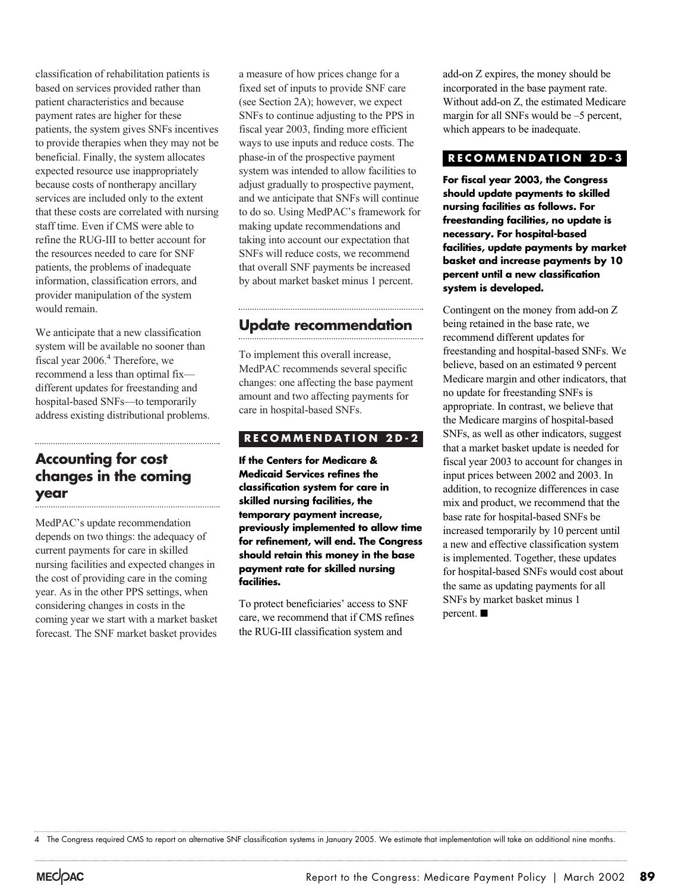classification of rehabilitation patients is based on services provided rather than patient characteristics and because payment rates are higher for these patients, the system gives SNFs incentives to provide therapies when they may not be beneficial. Finally, the system allocates expected resource use inappropriately because costs of nontherapy ancillary services are included only to the extent that these costs are correlated with nursing staff time. Even if CMS were able to refine the RUG-III to better account for the resources needed to care for SNF patients, the problems of inadequate information, classification errors, and provider manipulation of the system would remain.

We anticipate that a new classification system will be available no sooner than fiscal year 2006.[4] Therefore, we recommend a less than optimal fix—different updates for freestanding and hospital-based SNFs—to temporarily address existing distributional problems.

## Accounting for cost changes in the coming year

MedPAC's update recommendation depends on two things: the adequacy of current payments for care in skilled nursing facilities and expected changes in the cost of providing care in the coming year. As in the other PPS settings, when considering changes in costs in the coming year we start with a market basket forecast. The SNF market basket provides a measure of how prices change for a fixed set of inputs to provide SNF care (see Section 2A); however, we expect SNFs to continue adjusting to the PPS in fiscal year 2003, finding more efficient ways to use inputs and reduce costs. The phase-in of the prospective payment system was intended to allow facilities to adjust gradually to prospective payment, and we anticipate that SNFs will continue to do so. Using MedPAC's framework for making update recommendations and taking into account our expectation that SNFs will reduce costs, we recommend that overall SNF payments be increased by about market basket minus 1 percent.

## Update recommendation

To implement this overall increase, MedPAC recommends several specific changes: one affecting the base payment amount and two affecting payments for care in hospital-based SNFs.

**RECOMMENDATION 2D-2**

**If the Centers for Medicare & Medicaid Services refines the classification system for care in skilled nursing facilities, the temporary payment increase, previously implemented to allow time for refinement, will end. The Congress should retain this money in the base payment rate for skilled nursing facilities.**

To protect beneficiaries' access to SNF care, we recommend that if CMS refines the RUG-III classification system and add-on Z expires, the money should be incorporated in the base payment rate. Without add-on Z, the estimated Medicare margin for all SNFs would be –5 percent, which appears to be inadequate.

**RECOMMENDATION 2D-3**

**For fiscal year 2003, the Congress should update payments to skilled nursing facilities as follows. For freestanding facilities, no update is necessary. For hospital-based facilities, update payments by market basket and increase payments by 10 percent until a new classification system is developed.**

Contingent on the money from add-on Z being retained in the base rate, we recommend different updates for freestanding and hospital-based SNFs. We believe, based on an estimated 9 percent Medicare margin and other indicators, that no update for freestanding SNFs is appropriate. In contrast, we believe that the Medicare margins of hospital-based SNFs, as well as other indicators, suggest that a market basket update is needed for fiscal year 2003 to account for changes in input prices between 2002 and 2003. In addition, to recognize differences in case mix and product, we recommend that the base rate for hospital-based SNFs be increased temporarily by 10 percent until a new and effective classification system is implemented. Together, these updates for hospital-based SNFs would cost about the same as updating payments for all SNFs by market basket minus 1 percent. ■

4 The Congress required CMS to report on alternative SNF classification systems in January 2005. We estimate that implementation will take an additional nine months.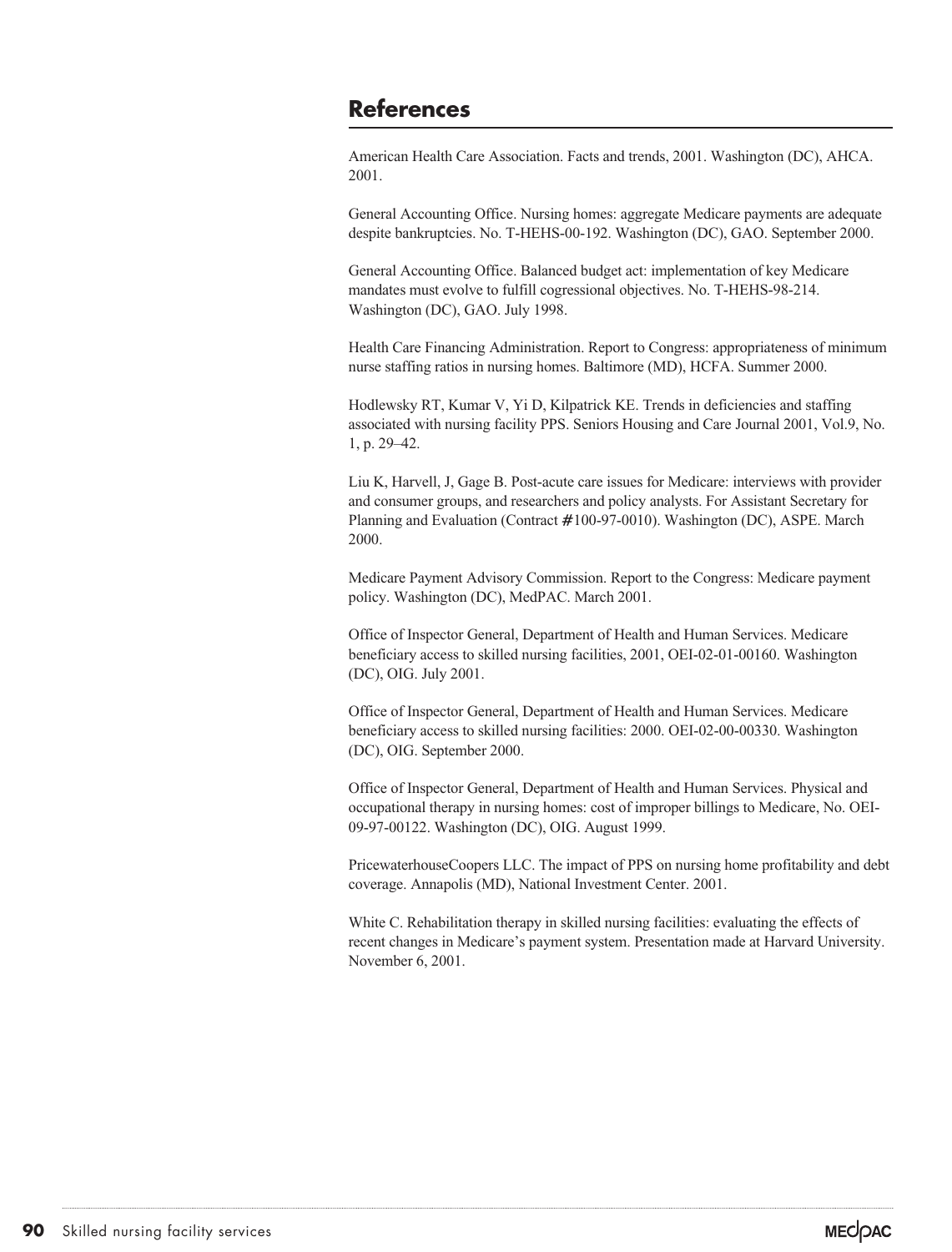## References

American Health Care Association. Facts and trends, 2001. Washington (DC), AHCA. 2001.

General Accounting Office. Nursing homes: aggregate Medicare payments are adequate despite bankruptcies. No. T-HEHS-00-192. Washington (DC), GAO. September 2000.

General Accounting Office. Balanced budget act: implementation of key Medicare mandates must evolve to fulfill cogressional objectives. No. T-HEHS-98-214. Washington (DC), GAO. July 1998.

Health Care Financing Administration. Report to Congress: appropriateness of minimum nurse staffing ratios in nursing homes. Baltimore (MD), HCFA. Summer 2000.

Hodlewsky RT, Kumar V, Yi D, Kilpatrick KE. Trends in deficiencies and staffing associated with nursing facility PPS. Seniors Housing and Care Journal 2001, Vol.9, No. 1, p. 29–42.

Liu K, Harvell, J, Gage B. Post-acute care issues for Medicare: interviews with provider and consumer groups, and researchers and policy analysts. For Assistant Secretary for Planning and Evaluation (Contract #100-97-0010). Washington (DC), ASPE. March 2000.

Medicare Payment Advisory Commission. Report to the Congress: Medicare payment policy. Washington (DC), MedPAC. March 2001.

Office of Inspector General, Department of Health and Human Services. Medicare beneficiary access to skilled nursing facilities, 2001, OEI-02-01-00160. Washington (DC), OIG. July 2001.

Office of Inspector General, Department of Health and Human Services. Medicare beneficiary access to skilled nursing facilities: 2000. OEI-02-00-00330. Washington (DC), OIG. September 2000.

Office of Inspector General, Department of Health and Human Services. Physical and occupational therapy in nursing homes: cost of improper billings to Medicare, No. OEI-09-97-00122. Washington (DC), OIG. August 1999.

PricewaterhouseCoopers LLC. The impact of PPS on nursing home profitability and debt coverage. Annapolis (MD), National Investment Center. 2001.

White C. Rehabilitation therapy in skilled nursing facilities: evaluating the effects of recent changes in Medicare's payment system. Presentation made at Harvard University. November 6, 2001.